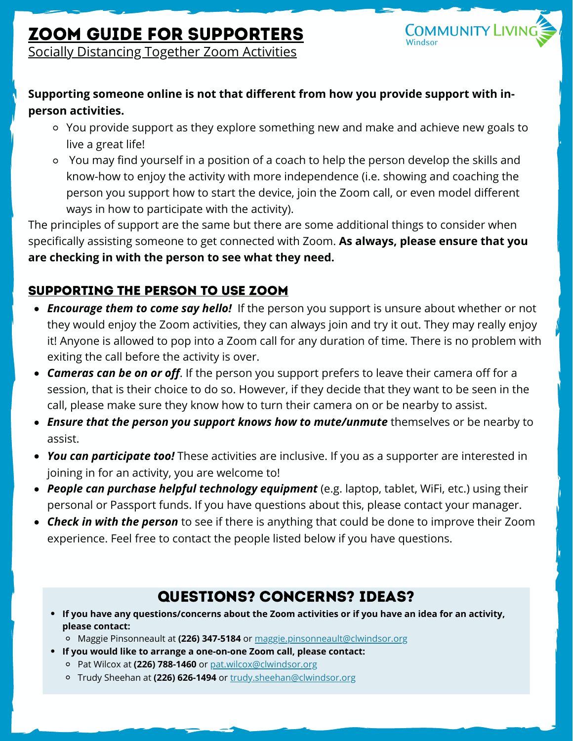# ZOOM GUIDE FOR SUPPORTERS

Socially Distancing Together Zoom Activities

Community Living Windsor

**Supporting someone online is not that different from how you provide support with in-person activities.**

- You provide support as they explore something new and make and achieve new goals to live a great life!
- You may find yourself in a position of a coach to help the person develop the skills and know-how to enjoy the activity with more independence (i.e. showing and coaching the person you support how to start the device, join the Zoom call, or even model different ways in how to participate with the activity).

The principles of support are the same but there are some additional things to consider when specifically assisting someone to get connected with Zoom. **As always, please ensure that you are checking in with the person to see what they need.**

## SUPPORTING THE PERSON TO USE ZOOM

- ***Encourage them to come say hello!*** If the person you support is unsure about whether or not they would enjoy the Zoom activities, they can always join and try it out. They may really enjoy it! Anyone is allowed to pop into a Zoom call for any duration of time. There is no problem with exiting the call before the activity is over.
- ***Cameras can be on or off***. If the person you support prefers to leave their camera off for a session, that is their choice to do so. However, if they decide that they want to be seen in the call, please make sure they know how to turn their camera on or be nearby to assist.
- ***Ensure that the person you support knows how to mute/unmute*** themselves or be nearby to assist.
- ***You can participate too!*** These activities are inclusive. If you as a supporter are interested in joining in for an activity, you are welcome to!
- ***People can purchase helpful technology equipment*** (e.g. laptop, tablet, WiFi, etc.) using their personal or Passport funds. If you have questions about this, please contact your manager.
- ***Check in with the person*** to see if there is anything that could be done to improve their Zoom experience. Feel free to contact the people listed below if you have questions.

## QUESTIONS? CONCERNS? IDEAS?

- **If you have any questions/concerns about the Zoom activities or if you have an idea for an activity, please contact:**
  - Maggie Pinsonneault at **(226) 347-5184** or maggie.pinsonneault@clwindsor.org
- **If you would like to arrange a one-on-one Zoom call, please contact:**
  - Pat Wilcox at **(226) 788-1460** or pat.wilcox@clwindsor.org
  - Trudy Sheehan at **(226) 626-1494** or trudy.sheehan@clwindsor.org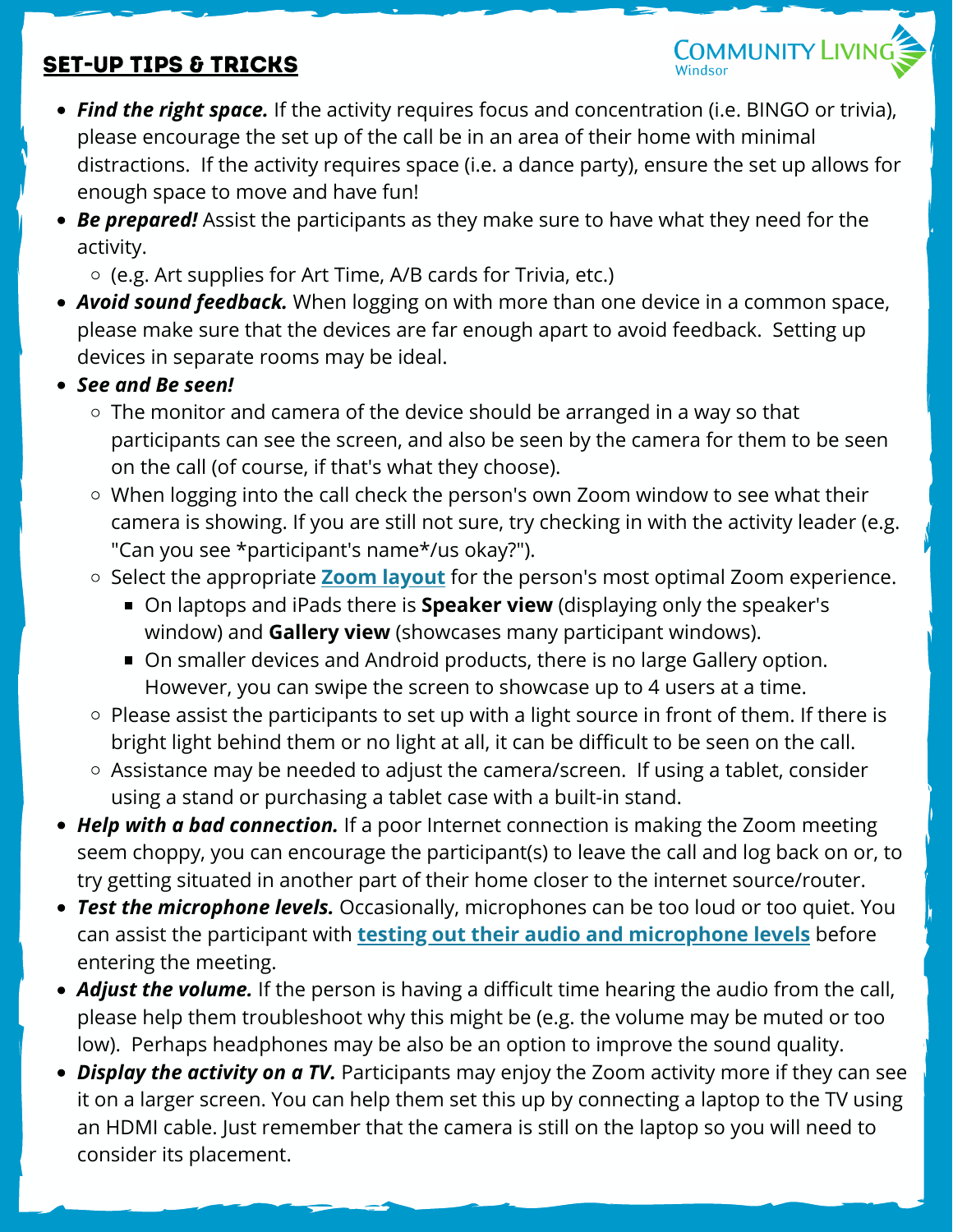## SET-UP TIPS & TRICKS

- ***Find the right space.*** If the activity requires focus and concentration (i.e. BINGO or trivia), please encourage the set up of the call be in an area of their home with minimal distractions. If the activity requires space (i.e. a dance party), ensure the set up allows for enough space to move and have fun!
- ***Be prepared!*** Assist the participants as they make sure to have what they need for the activity.
  - (e.g. Art supplies for Art Time, A/B cards for Trivia, etc.)
- ***Avoid sound feedback.*** When logging on with more than one device in a common space, please make sure that the devices are far enough apart to avoid feedback. Setting up devices in separate rooms may be ideal.
- ***See and Be seen!***
  - The monitor and camera of the device should be arranged in a way so that participants can see the screen, and also be seen by the camera for them to be seen on the call (of course, if that's what they choose).
  - When logging into the call check the person's own Zoom window to see what their camera is showing. If you are still not sure, try checking in with the activity leader (e.g. "Can you see *participant's name*/us okay?").
  - Select the appropriate **Zoom layout** for the person's most optimal Zoom experience.
    - On laptops and iPads there is **Speaker view** (displaying only the speaker's window) and **Gallery view** (showcases many participant windows).
    - On smaller devices and Android products, there is no large Gallery option. However, you can swipe the screen to showcase up to 4 users at a time.
  - Please assist the participants to set up with a light source in front of them. If there is bright light behind them or no light at all, it can be difficult to be seen on the call.
  - Assistance may be needed to adjust the camera/screen. If using a tablet, consider using a stand or purchasing a tablet case with a built-in stand.
- ***Help with a bad connection.*** If a poor Internet connection is making the Zoom meeting seem choppy, you can encourage the participant(s) to leave the call and log back on or, to try getting situated in another part of their home closer to the internet source/router.
- ***Test the microphone levels.*** Occasionally, microphones can be too loud or too quiet. You can assist the participant with **testing out their audio and microphone levels** before entering the meeting.
- ***Adjust the volume.*** If the person is having a difficult time hearing the audio from the call, please help them troubleshoot why this might be (e.g. the volume may be muted or too low). Perhaps headphones may be also be an option to improve the sound quality.
- ***Display the activity on a TV.*** Participants may enjoy the Zoom activity more if they can see it on a larger screen. You can help them set this up by connecting a laptop to the TV using an HDMI cable. Just remember that the camera is still on the laptop so you will need to consider its placement.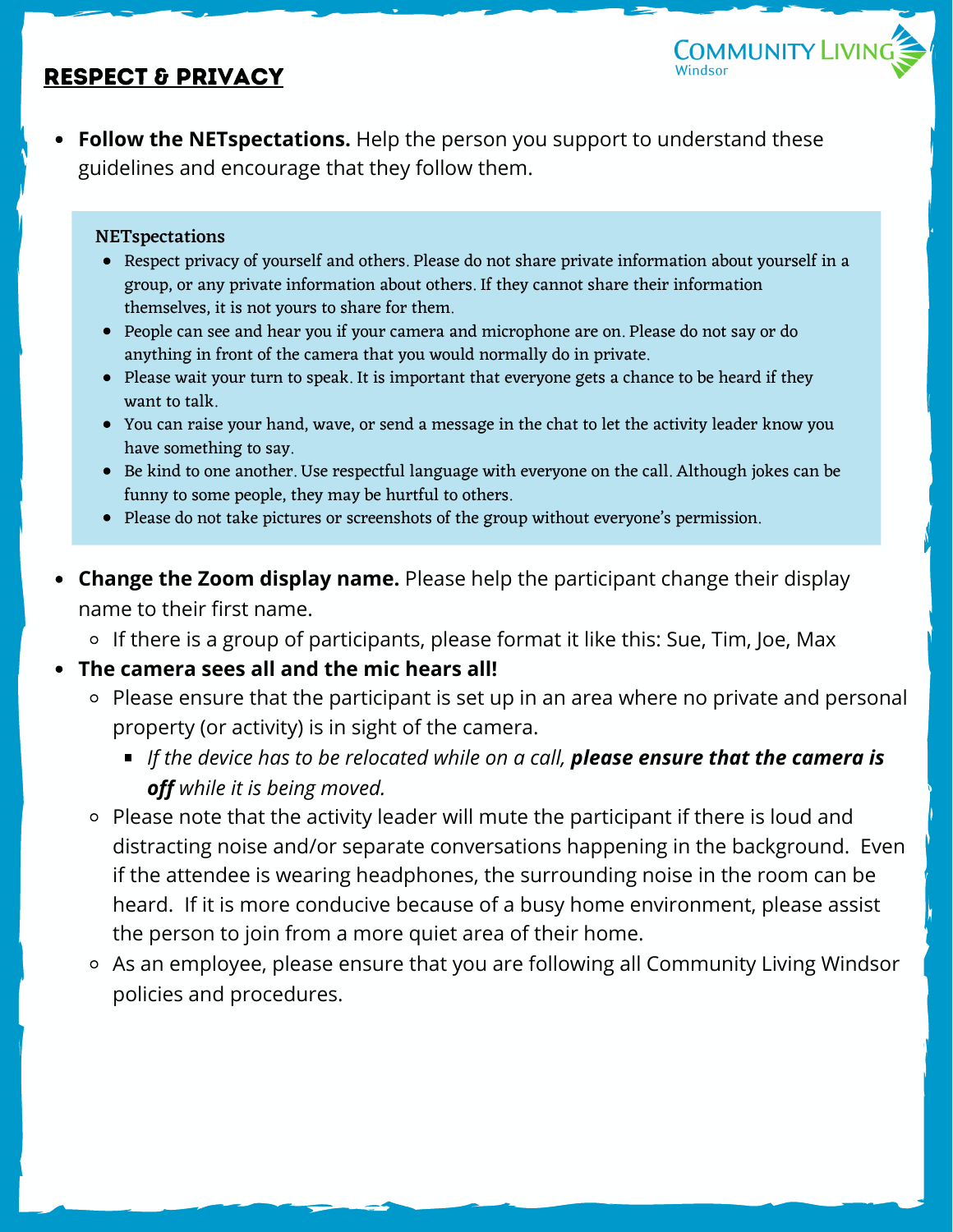## RESPECT & PRIVACY

- **Follow the NETspectations.** Help the person you support to understand these guidelines and encourage that they follow them.

> **NETspectations**
>
> - Respect privacy of yourself and others. Please do not share private information about yourself in a group, or any private information about others. If they cannot share their information themselves, it is not yours to share for them.
> - People can see and hear you if your camera and microphone are on. Please do not say or do anything in front of the camera that you would normally do in private.
> - Please wait your turn to speak. It is important that everyone gets a chance to be heard if they want to talk.
> - You can raise your hand, wave, or send a message in the chat to let the activity leader know you have something to say.
> - Be kind to one another. Use respectful language with everyone on the call. Although jokes can be funny to some people, they may be hurtful to others.
> - Please do not take pictures or screenshots of the group without everyone's permission.

- **Change the Zoom display name.** Please help the participant change their display name to their first name.
  - If there is a group of participants, please format it like this: Sue, Tim, Joe, Max
- **The camera sees all and the mic hears all!**
  - Please ensure that the participant is set up in an area where no private and personal property (or activity) is in sight of the camera.
    - *If the device has to be relocated while on a call,* ***please ensure that the camera is off*** *while it is being moved.*
  - Please note that the activity leader will mute the participant if there is loud and distracting noise and/or separate conversations happening in the background. Even if the attendee is wearing headphones, the surrounding noise in the room can be heard. If it is more conducive because of a busy home environment, please assist the person to join from a more quiet area of their home.
  - As an employee, please ensure that you are following all Community Living Windsor policies and procedures.